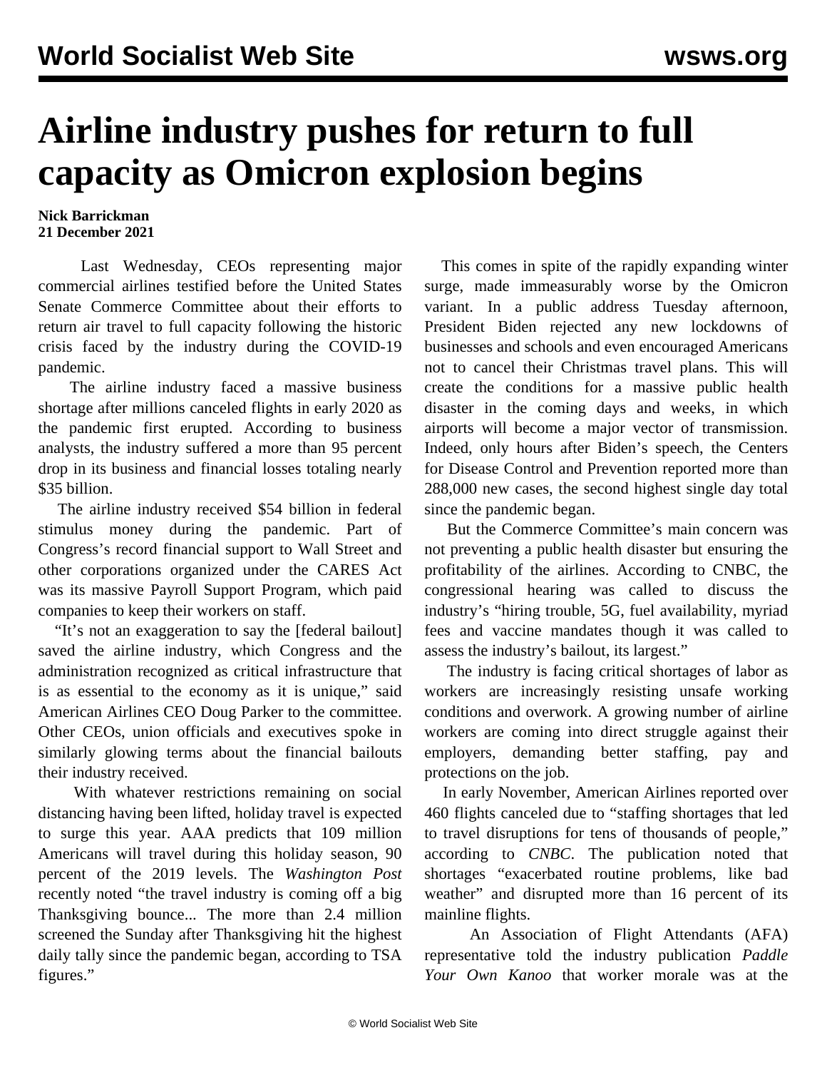# Airline industry pushes for return to full capacity as Omicron explosion begins

**Nick Barrickman**
**21 December 2021**

Last Wednesday, CEOs representing major commercial airlines testified before the United States Senate Commerce Committee about their efforts to return air travel to full capacity following the historic crisis faced by the industry during the COVID-19 pandemic.

The airline industry faced a massive business shortage after millions canceled flights in early 2020 as the pandemic first erupted. According to business analysts, the industry suffered a more than 95 percent drop in its business and financial losses totaling nearly $35 billion.

The airline industry received $54 billion in federal stimulus money during the pandemic. Part of Congress's record financial support to Wall Street and other corporations organized under the CARES Act was its massive Payroll Support Program, which paid companies to keep their workers on staff.

"It's not an exaggeration to say the [federal bailout] saved the airline industry, which Congress and the administration recognized as critical infrastructure that is as essential to the economy as it is unique," said American Airlines CEO Doug Parker to the committee. Other CEOs, union officials and executives spoke in similarly glowing terms about the financial bailouts their industry received.

With whatever restrictions remaining on social distancing having been lifted, holiday travel is expected to surge this year. AAA predicts that 109 million Americans will travel during this holiday season, 90 percent of the 2019 levels. The *Washington Post* recently noted "the travel industry is coming off a big Thanksgiving bounce... The more than 2.4 million screened the Sunday after Thanksgiving hit the highest daily tally since the pandemic began, according to TSA figures."

This comes in spite of the rapidly expanding winter surge, made immeasurably worse by the Omicron variant. In a public address Tuesday afternoon, President Biden rejected any new lockdowns of businesses and schools and even encouraged Americans not to cancel their Christmas travel plans. This will create the conditions for a massive public health disaster in the coming days and weeks, in which airports will become a major vector of transmission. Indeed, only hours after Biden's speech, the Centers for Disease Control and Prevention reported more than 288,000 new cases, the second highest single day total since the pandemic began.

But the Commerce Committee's main concern was not preventing a public health disaster but ensuring the profitability of the airlines. According to CNBC, the congressional hearing was called to discuss the industry's "hiring trouble, 5G, fuel availability, myriad fees and vaccine mandates though it was called to assess the industry's bailout, its largest."

The industry is facing critical shortages of labor as workers are increasingly resisting unsafe working conditions and overwork. A growing number of airline workers are coming into direct struggle against their employers, demanding better staffing, pay and protections on the job.

In early November, American Airlines reported over 460 flights canceled due to "staffing shortages that led to travel disruptions for tens of thousands of people," according to *CNBC*. The publication noted that shortages "exacerbated routine problems, like bad weather" and disrupted more than 16 percent of its mainline flights.

An Association of Flight Attendants (AFA) representative told the industry publication *Paddle Your Own Kanoo* that worker morale was at the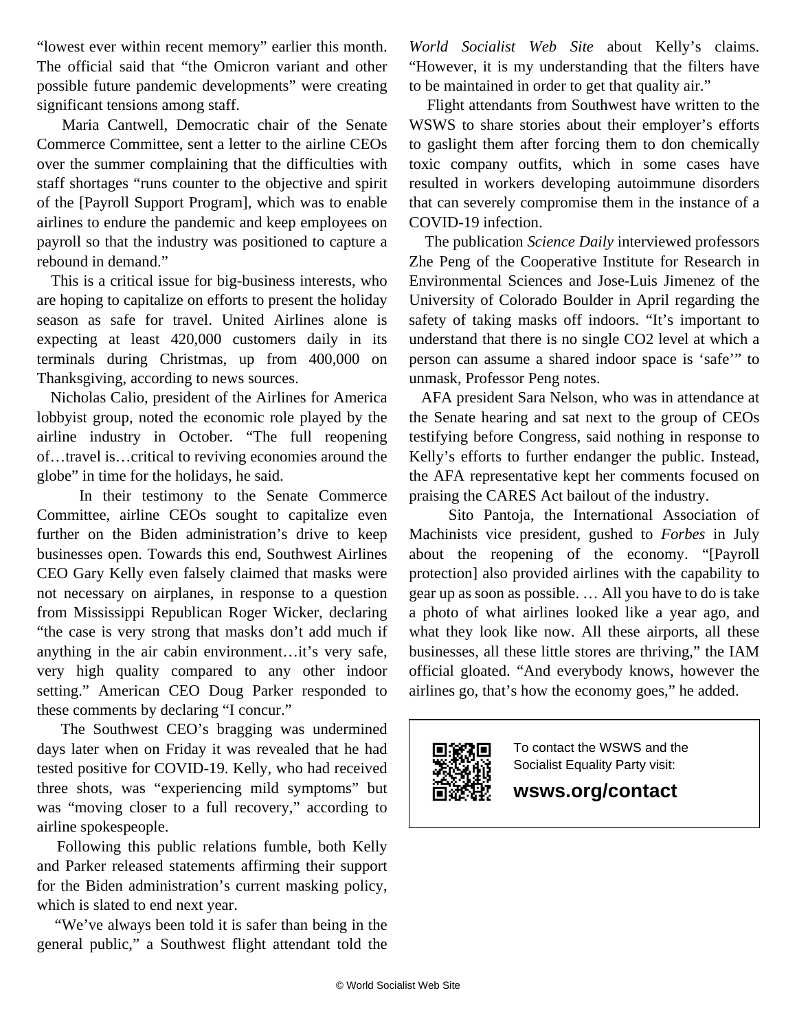"lowest ever within recent memory" earlier this month. The official said that "the Omicron variant and other possible future pandemic developments" were creating significant tensions among staff.

Maria Cantwell, Democratic chair of the Senate Commerce Committee, sent a letter to the airline CEOs over the summer complaining that the difficulties with staff shortages "runs counter to the objective and spirit of the [Payroll Support Program], which was to enable airlines to endure the pandemic and keep employees on payroll so that the industry was positioned to capture a rebound in demand."

This is a critical issue for big-business interests, who are hoping to capitalize on efforts to present the holiday season as safe for travel. United Airlines alone is expecting at least 420,000 customers daily in its terminals during Christmas, up from 400,000 on Thanksgiving, according to news sources.

Nicholas Calio, president of the Airlines for America lobbyist group, noted the economic role played by the airline industry in October. "The full reopening of…travel is…critical to reviving economies around the globe" in time for the holidays, he said.

In their testimony to the Senate Commerce Committee, airline CEOs sought to capitalize even further on the Biden administration's drive to keep businesses open. Towards this end, Southwest Airlines CEO Gary Kelly even falsely claimed that masks were not necessary on airplanes, in response to a question from Mississippi Republican Roger Wicker, declaring "the case is very strong that masks don't add much if anything in the air cabin environment…it's very safe, very high quality compared to any other indoor setting." American CEO Doug Parker responded to these comments by declaring "I concur."

The Southwest CEO's bragging was undermined days later when on Friday it was revealed that he had tested positive for COVID-19. Kelly, who had received three shots, was "experiencing mild symptoms" but was "moving closer to a full recovery," according to airline spokespeople.

Following this public relations fumble, both Kelly and Parker released statements affirming their support for the Biden administration's current masking policy, which is slated to end next year.

"We've always been told it is safer than being in the general public," a Southwest flight attendant told the *World Socialist Web Site* about Kelly's claims. "However, it is my understanding that the filters have to be maintained in order to get that quality air."

Flight attendants from Southwest have written to the WSWS to share stories about their employer's efforts to gaslight them after forcing them to don chemically toxic company outfits, which in some cases have resulted in workers developing autoimmune disorders that can severely compromise them in the instance of a COVID-19 infection.

The publication *Science Daily* interviewed professors Zhe Peng of the Cooperative Institute for Research in Environmental Sciences and Jose-Luis Jimenez of the University of Colorado Boulder in April regarding the safety of taking masks off indoors. "It's important to understand that there is no single CO2 level at which a person can assume a shared indoor space is 'safe'" to unmask, Professor Peng notes.

AFA president Sara Nelson, who was in attendance at the Senate hearing and sat next to the group of CEOs testifying before Congress, said nothing in response to Kelly's efforts to further endanger the public. Instead, the AFA representative kept her comments focused on praising the CARES Act bailout of the industry.

Sito Pantoja, the International Association of Machinists vice president, gushed to *Forbes* in July about the reopening of the economy. "[Payroll protection] also provided airlines with the capability to gear up as soon as possible. … All you have to do is take a photo of what airlines looked like a year ago, and what they look like now. All these airports, all these businesses, all these little stores are thriving," the IAM official gloated. "And everybody knows, however the airlines go, that's how the economy goes," he added.

To contact the WSWS and the Socialist Equality Party visit:

**wsws.org/contact**